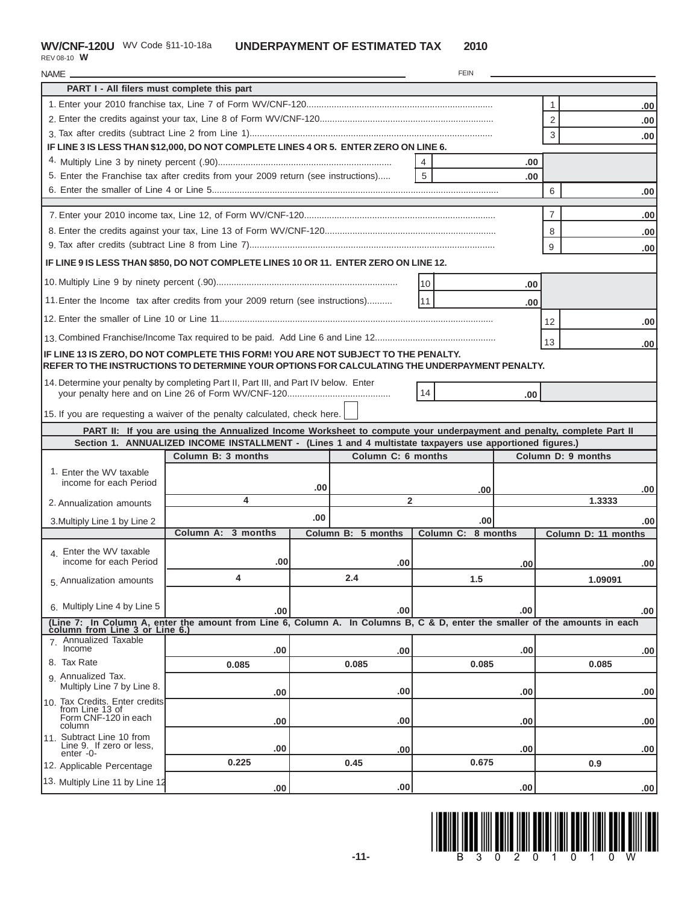**WV/CNF-120U** WV Code §11-10-18a **UNDERPAYMENT OF ESTIMATED TAX 2010**

REV 08-10 **W**

NAME ______________________ FEIN ______________________

**PART I - All filers must complete this part**

| | | | | |
|---|---|---|---|---|
| 1. Enter your 2010 franchise tax, Line 7 of Form WV/CNF-120 | | | 1 | .00 |
| 2. Enter the credits against your tax, Line 8 of Form WV/CNF-120 | | | 2 | .00 |
| 3. Tax after credits (subtract Line 2 from Line 1) | | | 3 | .00 |
| **IF LINE 3 IS LESS THAN $12,000, DO NOT COMPLETE LINES 4 OR 5. ENTER ZERO ON LINE 6.** | | | | |
| 4. Multiply Line 3 by ninety percent (.90) | 4 | .00 | | |
| 5. Enter the Franchise tax after credits from your 2009 return (see instructions) | 5 | .00 | | |
| 6. Enter the smaller of Line 4 or Line 5 | | | 6 | .00 |
| 7. Enter your 2010 income tax, Line 12, of Form WV/CNF-120 | | | 7 | .00 |
| 8. Enter the credits against your tax, Line 13 of Form WV/CNF-120 | | | 8 | .00 |
| 9. Tax after credits (subtract Line 8 from Line 7) | | | 9 | .00 |
| **IF LINE 9 IS LESS THAN $850, DO NOT COMPLETE LINES 10 OR 11. ENTER ZERO ON LINE 12.** | | | | |
| 10. Multiply Line 9 by ninety percent (.90) | 10 | .00 | | |
| 11. Enter the Income tax after credits from your 2009 return (see instructions) | 11 | .00 | | |
| 12. Enter the smaller of Line 10 or Line 11 | | | 12 | .00 |
| 13. Combined Franchise/Income Tax required to be paid. Add Line 6 and Line 12 | | | 13 | .00 |

**IF LINE 13 IS ZERO, DO NOT COMPLETE THIS FORM! YOU ARE NOT SUBJECT TO THE PENALTY.**
**REFER TO THE INSTRUCTIONS TO DETERMINE YOUR OPTIONS FOR CALCULATING THE UNDERPAYMENT PENALTY.**

| | | |
|---|---|---|
| 14. Determine your penalty by completing Part II, Part III, and Part IV below. Enter your penalty here and on Line 26 of Form WV/CNF-120 | 14 | .00 |

15. If you are requesting a waiver of the penalty calculated, check here. ☐

**PART II: If you are using the Annualized Income Worksheet to compute your underpayment and penalty, complete Part II**

**Section 1. ANNUALIZED INCOME INSTALLMENT - (Lines 1 and 4 multistate taxpayers use apportioned figures.)**

| | Column B: 3 months | Column C: 6 months | Column D: 9 months |
|---|---|---|---|
| 1. Enter the WV taxable income for each Period | .00 | .00 | .00 |
| 2. Annualization amounts | 4 | 2 | 1.3333 |
| 3. Multiply Line 1 by Line 2 | .00 | .00 | .00 |

| | Column A: 3 months | Column B: 5 months | Column C: 8 months | Column D: 11 months |
|---|---|---|---|---|
| 4. Enter the WV taxable income for each Period | .00 | .00 | .00 | .00 |
| 5. Annualization amounts | 4 | 2.4 | 1.5 | 1.09091 |
| 6. Multiply Line 4 by Line 5 | .00 | .00 | .00 | .00 |
| **(Line 7: In Column A, enter the amount from Line 6, Column A. In Columns B, C & D, enter the smaller of the amounts in each column from Line 3 or Line 6.)** | | | | |
| 7. Annualized Taxable Income | .00 | .00 | .00 | .00 |
| 8. Tax Rate | 0.085 | 0.085 | 0.085 | 0.085 |
| 9. Annualized Tax. Multiply Line 7 by Line 8. | .00 | .00 | .00 | .00 |
| 10. Tax Credits. Enter credits from Line 13 of Form CNF-120 in each column | .00 | .00 | .00 | .00 |
| 11. Subtract Line 10 from Line 9. If zero or less, enter -0- | .00 | .00 | .00 | .00 |
| 12. Applicable Percentage | 0.225 | 0.45 | 0.675 | 0.9 |
| 13. Multiply Line 11 by Line 12 | .00 | .00 | .00 | .00 |

B 3 0 2 0 1 0 1 0 W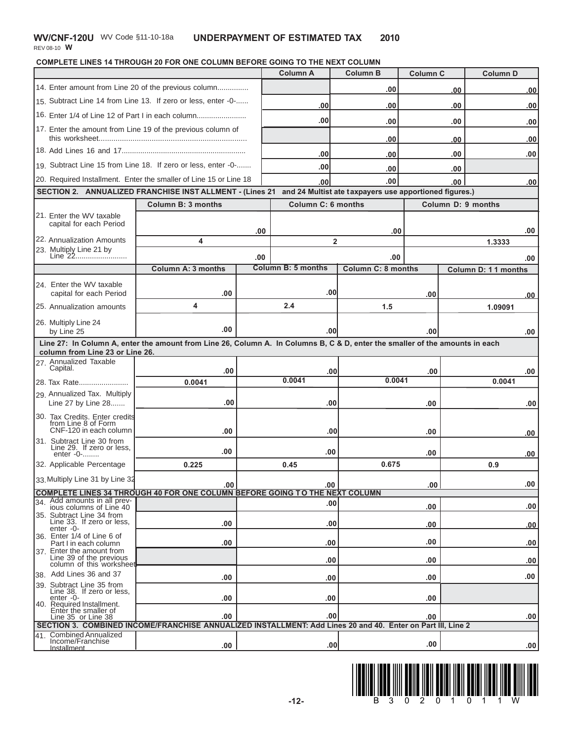**WV/CNF-120U** WV Code §11-10-18a **UNDERPAYMENT OF ESTIMATED TAX 2010**

REV 08-10 **W**

**COMPLETE LINES 14 THROUGH 20 FOR ONE COLUMN BEFORE GOING TO THE NEXT COLUMN**

| | Column A | Column B | Column C | Column D |
|---|---|---|---|---|
| 14. Enter amount from Line 20 of the previous column.............. | | .00 | .00 | .00 |
| 15. Subtract Line 14 from Line 13. If zero or less, enter -0-...... | .00 | .00 | .00 | .00 |
| 16. Enter 1/4 of Line 12 of Part I in each column....................... | .00 | .00 | .00 | .00 |
| 17. Enter the amount from Line 19 of the previous column of this worksheet..................................................................... | | .00 | .00 | .00 |
| 18. Add Lines 16 and 17........................................................... | .00 | .00 | .00 | .00 |
| 19. Subtract Line 15 from Line 18. If zero or less, enter -0-....... | .00 | .00 | .00 | |
| 20. Required Installment. Enter the smaller of Line 15 or Line 18 | .00 | .00 | .00 | .00 |

**SECTION 2. ANNUALIZED FRANCHISE INSTALLMENT - (Lines 21 and 24 Multistate taxpayers use apportioned figures.)**

| | Column B: 3 months | Column C: 6 months | Column D: 9 months |
|---|---|---|---|
| 21. Enter the WV taxable capital for each Period | .00 | .00 | .00 |
| 22. Annualization Amounts | 4 | 2 | 1.3333 |
| 23. Multiply Line 21 by Line 22......................... | .00 | .00 | .00 |

| | Column A: 3 months | Column B: 5 months | Column C: 8 months | Column D: 11 months |
|---|---|---|---|---|
| 24. Enter the WV taxable capital for each Period | .00 | .00 | .00 | .00 |
| 25. Annualization amounts | 4 | 2.4 | 1.5 | 1.09091 |
| 26. Multiply Line 24 by Line 25 | .00 | .00 | .00 | .00 |

**Line 27: In Column A, enter the amount from Line 26, Column A. In Columns B, C & D, enter the smaller of the amounts in each column from Line 23 or Line 26.**

| | Column A | Column B | Column C | Column D |
|---|---|---|---|---|
| 27. Annualized Taxable Capital. | .00 | .00 | .00 | .00 |
| 28. Tax Rate........................ | 0.0041 | 0.0041 | 0.0041 | 0.0041 |
| 29. Annualized Tax. Multiply Line 27 by Line 28....... | .00 | .00 | .00 | .00 |
| 30. Tax Credits. Enter credits from Line 8 of Form CNF-120 in each column | .00 | .00 | .00 | .00 |
| 31. Subtract Line 30 from Line 29. If zero or less, enter -0-........ | .00 | .00 | .00 | .00 |
| 32. Applicable Percentage | 0.225 | 0.45 | 0.675 | 0.9 |
| 33. Multiply Line 31 by Line 32 | .00 | .00 | .00 | .00 |

**COMPLETE LINES 34 THROUGH 40 FOR ONE COLUMN BEFORE GOING TO THE NEXT COLUMN**

| | Column A | Column B | Column C | Column D |
|---|---|---|---|---|
| 34. Add amounts in all previous columns of Line 40 | | .00 | .00 | .00 |
| 35. Subtract Line 34 from Line 33. If zero or less, enter -0- | .00 | .00 | .00 | .00 |
| 36. Enter 1/4 of Line 6 of Part I in each column | .00 | .00 | .00 | .00 |
| 37. Enter the amount from Line 39 of the previous column of this worksheet | | .00 | .00 | .00 |
| 38. Add Lines 36 and 37 | .00 | .00 | .00 | .00 |
| 39. Subtract Line 35 from Line 38. If zero or less, enter -0- | .00 | .00 | .00 | |
| 40. Required Installment. Enter the smaller of Line 35 or Line 38 | .00 | .00 | .00 | .00 |

**SECTION 3. COMBINED INCOME/FRANCHISE ANNUALIZED INSTALLMENT: Add Lines 20 and 40. Enter on Part III, Line 2**

| | Column A | Column B | Column C | Column D |
|---|---|---|---|---|
| 41. Combined Annualized Income/Franchise Installment | .00 | .00 | .00 | .00 |

B 3 0 2 0 1 0 1 1 W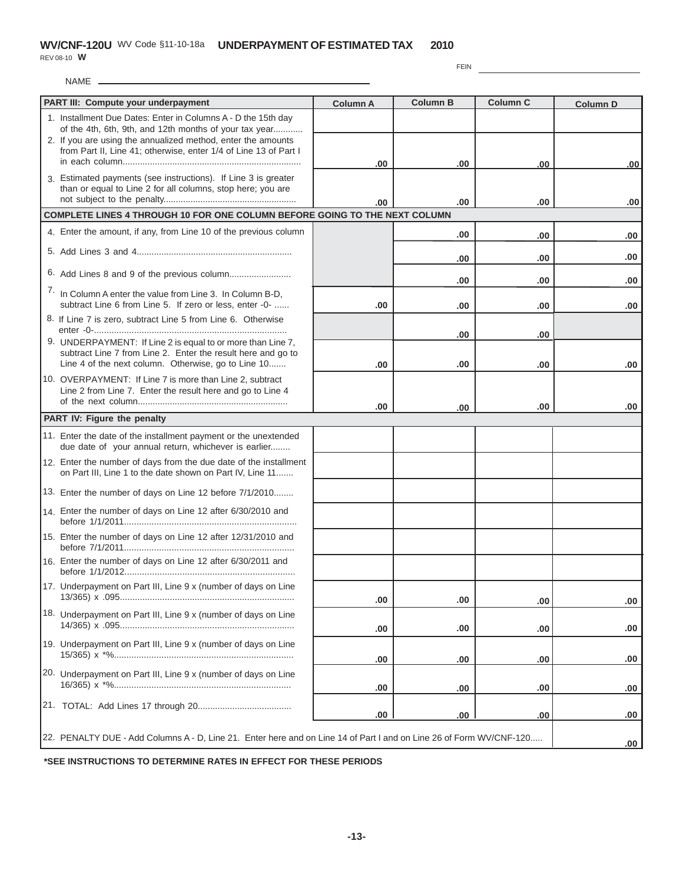**WV/CNF-120U** WV Code §11-10-18a **UNDERPAYMENT OF ESTIMATED TAX 2010**

REV 08-10 **W**

FEIN

NAME

| PART III: Compute your underpayment | Column A | Column B | Column C | Column D |
|---|---|---|---|---|
| 1. Installment Due Dates: Enter in Columns A - D the 15th day of the 4th, 6th, 9th, and 12th months of your tax year........... | | | | |
| 2. If you are using the annualized method, enter the amounts from Part II, Line 41; otherwise, enter 1/4 of Line 13 of Part I in each column....................................................................... | .00 | .00 | .00 | .00 |
| 3. Estimated payments (see instructions). If Line 3 is greater than or equal to Line 2 for all columns, stop here; you are not subject to the penalty..................................................... | .00 | .00 | .00 | .00 |
| **COMPLETE LINES 4 THROUGH 10 FOR ONE COLUMN BEFORE GOING TO THE NEXT COLUMN** | | | | |
| 4. Enter the amount, if any, from Line 10 of the previous column | | .00 | .00 | .00 |
| 5. Add Lines 3 and 4.............................................................. | | .00 | .00 | .00 |
| 6. Add Lines 8 and 9 of the previous column......................... | | .00 | .00 | .00 |
| 7. In Column A enter the value from Line 3. In Column B-D, subtract Line 6 from Line 5. If zero or less, enter -0- ...... | .00 | .00 | .00 | .00 |
| 8. If Line 7 is zero, subtract Line 5 from Line 6. Otherwise enter -0-............................................................................ | | .00 | .00 | |
| 9. UNDERPAYMENT: If Line 2 is equal to or more than Line 7, subtract Line 7 from Line 2. Enter the result here and go to Line 4 of the next column. Otherwise, go to Line 10....... | .00 | .00 | .00 | .00 |
| 10. OVERPAYMENT: If Line 7 is more than Line 2, subtract Line 2 from Line 7. Enter the result here and go to Line 4 of the next column............................................................ | .00 | .00 | .00 | .00 |
| **PART IV: Figure the penalty** | | | | |
| 11. Enter the date of the installment payment or the unextended due date of your annual return, whichever is earlier........ | | | | |
| 12. Enter the number of days from the due date of the installment on Part III, Line 1 to the date shown on Part IV, Line 11....... | | | | |
| 13. Enter the number of days on Line 12 before 7/1/2010........ | | | | |
| 14. Enter the number of days on Line 12 after 6/30/2010 and before 1/1/2011.................................................................... | | | | |
| 15. Enter the number of days on Line 12 after 12/31/2010 and before 7/1/2011.................................................................... | | | | |
| 16. Enter the number of days on Line 12 after 6/30/2011 and before 1/1/2012.................................................................... | | | | |
| 17. Underpayment on Part III, Line 9 x (number of days on Line 13/365) x .095..................................................................... | .00 | .00 | .00 | .00 |
| 18. Underpayment on Part III, Line 9 x (number of days on Line 14/365) x .095..................................................................... | .00 | .00 | .00 | .00 |
| 19. Underpayment on Part III, Line 9 x (number of days on Line 15/365) x *%....................................................................... | .00 | .00 | .00 | .00 |
| 20. Underpayment on Part III, Line 9 x (number of days on Line 16/365) x *%...................................................................... | .00 | .00 | .00 | .00 |
| 21. TOTAL: Add Lines 17 through 20..................................... | .00 | .00 | .00 | .00 |
| 22. PENALTY DUE - Add Columns A - D, Line 21. Enter here and on Line 14 of Part I and on Line 26 of Form WV/CNF-120..... | | | | .00 |

**\*SEE INSTRUCTIONS TO DETERMINE RATES IN EFFECT FOR THESE PERIODS**